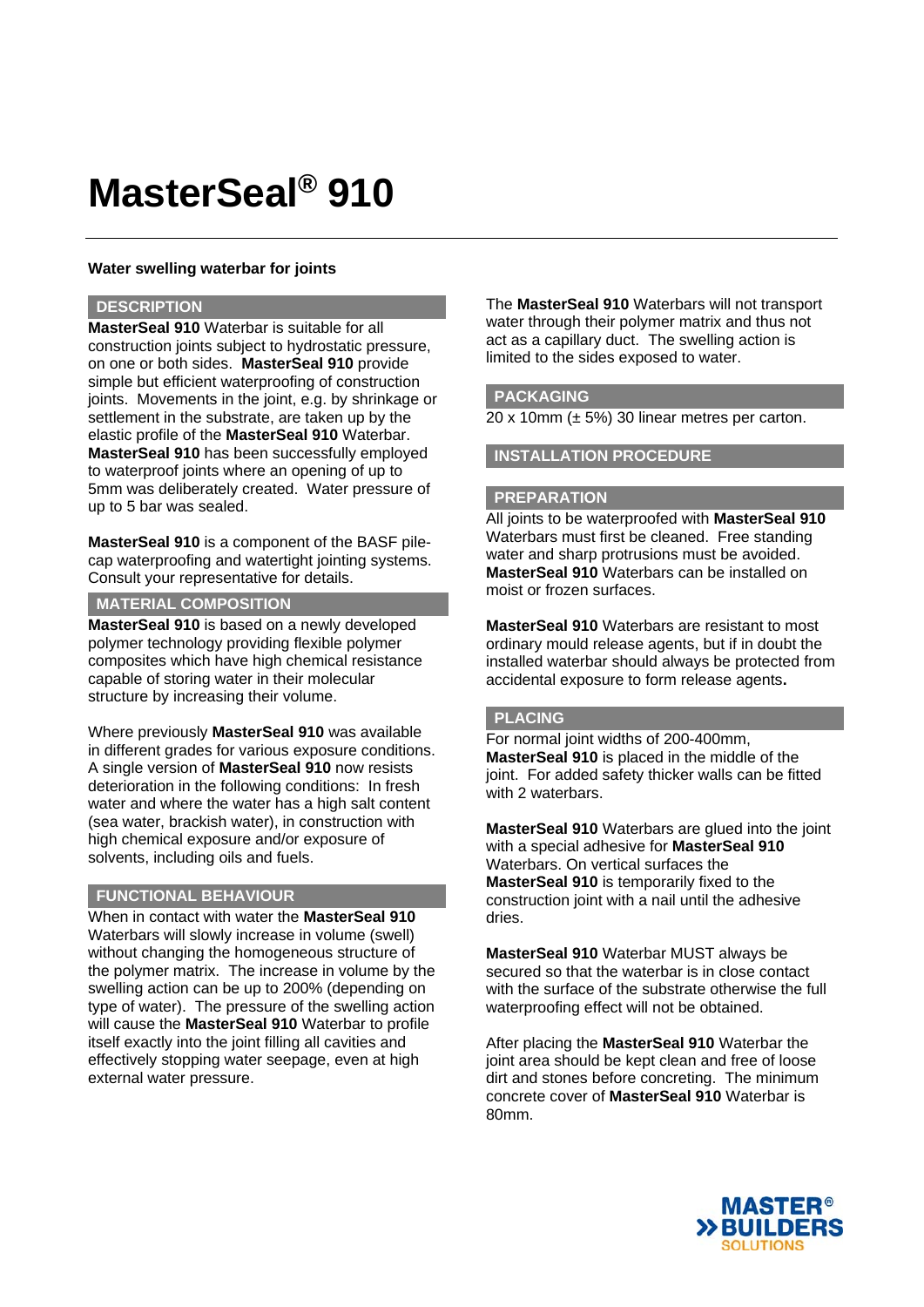# MasterSeal® 910

**Water swelling waterbar for joints**

## DESCRIPTION

**MasterSeal 910** Waterbar is suitable for all construction joints subject to hydrostatic pressure, on one or both sides. **MasterSeal 910** provide simple but efficient waterproofing of construction joints. Movements in the joint, e.g. by shrinkage or settlement in the substrate, are taken up by the elastic profile of the **MasterSeal 910** Waterbar. **MasterSeal 910** has been successfully employed to waterproof joints where an opening of up to 5mm was deliberately created. Water pressure of up to 5 bar was sealed.

**MasterSeal 910** is a component of the BASF pile-cap waterproofing and watertight jointing systems. Consult your representative for details.

## MATERIAL COMPOSITION

**MasterSeal 910** is based on a newly developed polymer technology providing flexible polymer composites which have high chemical resistance capable of storing water in their molecular structure by increasing their volume.

Where previously **MasterSeal 910** was available in different grades for various exposure conditions. A single version of **MasterSeal 910** now resists deterioration in the following conditions: In fresh water and where the water has a high salt content (sea water, brackish water), in construction with high chemical exposure and/or exposure of solvents, including oils and fuels.

## FUNCTIONAL BEHAVIOUR

When in contact with water the **MasterSeal 910** Waterbars will slowly increase in volume (swell) without changing the homogeneous structure of the polymer matrix. The increase in volume by the swelling action can be up to 200% (depending on type of water). The pressure of the swelling action will cause the **MasterSeal 910** Waterbar to profile itself exactly into the joint filling all cavities and effectively stopping water seepage, even at high external water pressure.

The **MasterSeal 910** Waterbars will not transport water through their polymer matrix and thus not act as a capillary duct. The swelling action is limited to the sides exposed to water.

## PACKAGING

20 x 10mm (± 5%) 30 linear metres per carton.

## INSTALLATION PROCEDURE

## PREPARATION

All joints to be waterproofed with **MasterSeal 910** Waterbars must first be cleaned. Free standing water and sharp protrusions must be avoided. **MasterSeal 910** Waterbars can be installed on moist or frozen surfaces.

**MasterSeal 910** Waterbars are resistant to most ordinary mould release agents, but if in doubt the installed waterbar should always be protected from accidental exposure to form release agents**.**

## PLACING

For normal joint widths of 200-400mm, **MasterSeal 910** is placed in the middle of the joint. For added safety thicker walls can be fitted with 2 waterbars.

**MasterSeal 910** Waterbars are glued into the joint with a special adhesive for **MasterSeal 910** Waterbars. On vertical surfaces the **MasterSeal 910** is temporarily fixed to the construction joint with a nail until the adhesive dries.

**MasterSeal 910** Waterbar MUST always be secured so that the waterbar is in close contact with the surface of the substrate otherwise the full waterproofing effect will not be obtained.

After placing the **MasterSeal 910** Waterbar the joint area should be kept clean and free of loose dirt and stones before concreting. The minimum concrete cover of **MasterSeal 910** Waterbar is 80mm.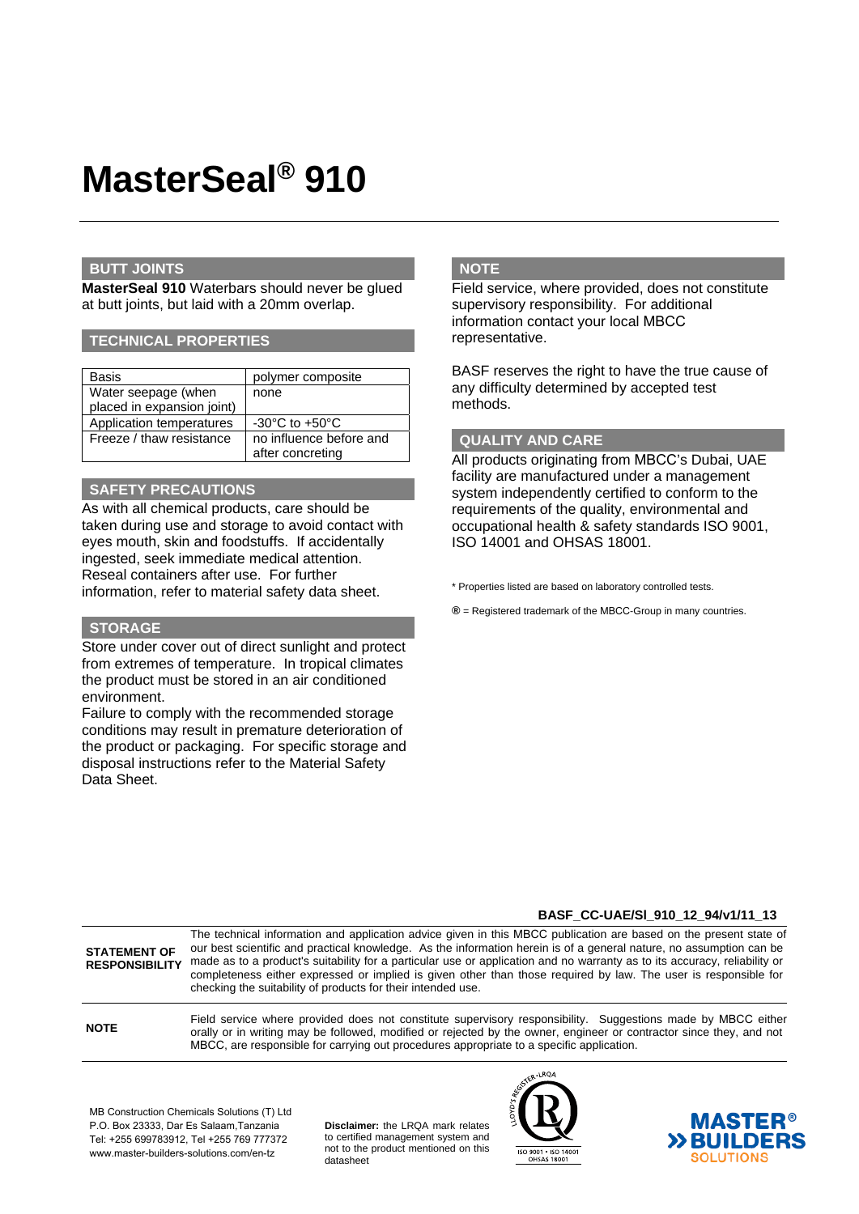# MasterSeal® 910

## BUTT JOINTS

**MasterSeal 910** Waterbars should never be glued at butt joints, but laid with a 20mm overlap.

## TECHNICAL PROPERTIES

| | |
|---|---|
| Basis | polymer composite |
| Water seepage (when placed in expansion joint) | none |
| Application temperatures | -30°C to +50°C |
| Freeze / thaw resistance | no influence before and after concreting |

## SAFETY PRECAUTIONS

As with all chemical products, care should be taken during use and storage to avoid contact with eyes mouth, skin and foodstuffs. If accidentally ingested, seek immediate medical attention. Reseal containers after use. For further information, refer to material safety data sheet.

## STORAGE

Store under cover out of direct sunlight and protect from extremes of temperature. In tropical climates the product must be stored in an air conditioned environment.

Failure to comply with the recommended storage conditions may result in premature deterioration of the product or packaging. For specific storage and disposal instructions refer to the Material Safety Data Sheet.

## NOTE

Field service, where provided, does not constitute supervisory responsibility. For additional information contact your local MBCC representative.

BASF reserves the right to have the true cause of any difficulty determined by accepted test methods.

## QUALITY AND CARE

All products originating from MBCC's Dubai, UAE facility are manufactured under a management system independently certified to conform to the requirements of the quality, environmental and occupational health & safety standards ISO 9001, ISO 14001 and OHSAS 18001.

* Properties listed are based on laboratory controlled tests.

® = Registered trademark of the MBCC-Group in many countries.

**BASF_CC-UAE/SI_910_12_94/v1/11_13**

**STATEMENT OF RESPONSIBILITY** The technical information and application advice given in this MBCC publication are based on the present state of our best scientific and practical knowledge. As the information herein is of a general nature, no assumption can be made as to a product's suitability for a particular use or application and no warranty as to its accuracy, reliability or completeness either expressed or implied is given other than those required by law. The user is responsible for checking the suitability of products for their intended use.

**NOTE** Field service where provided does not constitute supervisory responsibility. Suggestions made by MBCC either orally or in writing may be followed, modified or rejected by the owner, engineer or contractor since they, and not MBCC, are responsible for carrying out procedures appropriate to a specific application.

MB Construction Chemicals Solutions (T) Ltd
P.O. Box 23333, Dar Es Salaam,Tanzania
Tel: +255 699783912, Tel +255 769 777372
www.master-builders-solutions.com/en-tz

**Disclaimer:** the LRQA mark relates to certified management system and not to the product mentioned on this datasheet

ISO 9001 • ISO 14001
OHSAS 18001

MASTER® BUILDERS SOLUTIONS